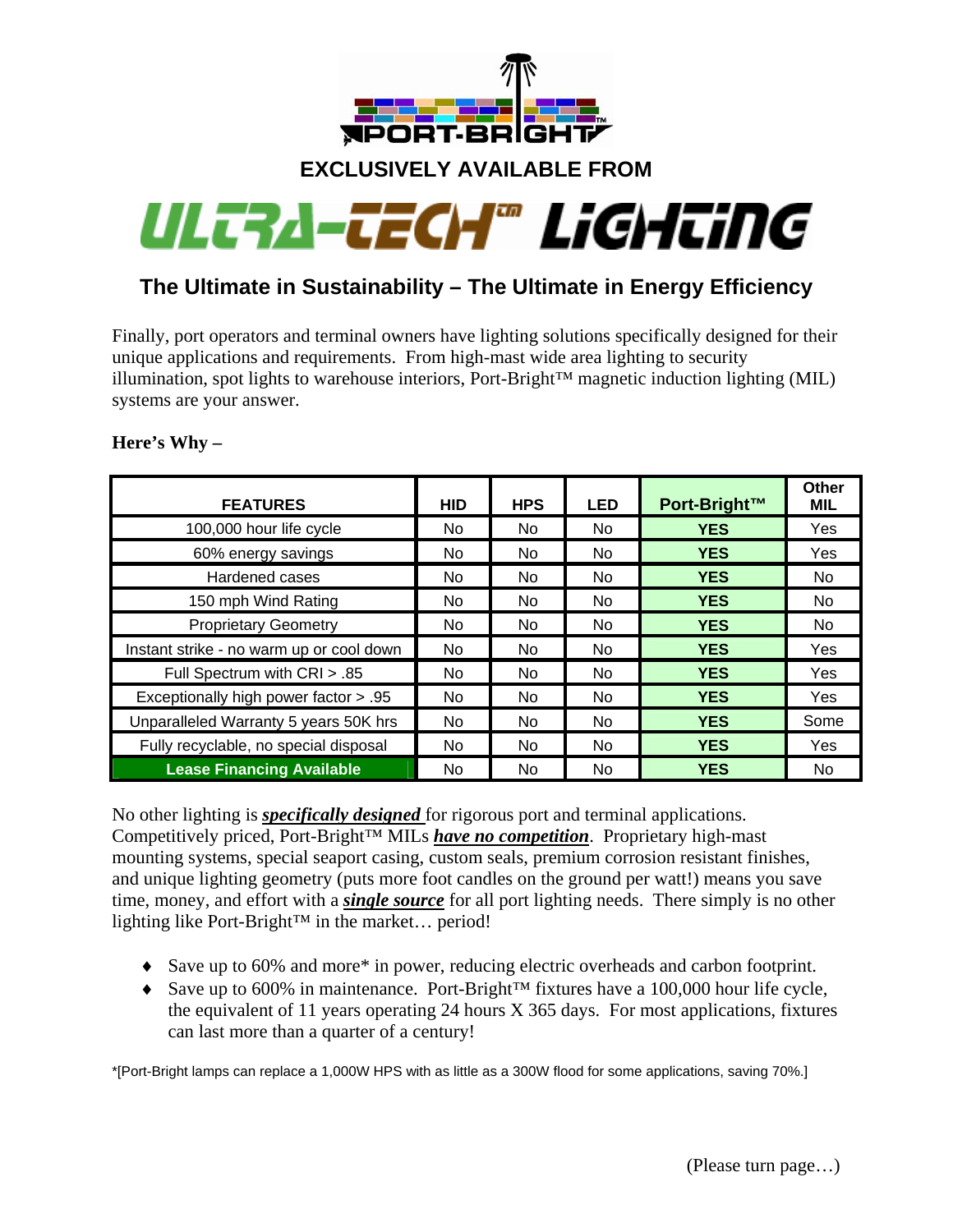PORT-BRIGHT™

**EXCLUSIVELY AVAILABLE FROM**

# ULTRA-TECH™ LIGHTING

## The Ultimate in Sustainability – The Ultimate in Energy Efficiency

Finally, port operators and terminal owners have lighting solutions specifically designed for their unique applications and requirements. From high-mast wide area lighting to security illumination, spot lights to warehouse interiors, Port-Bright™ magnetic induction lighting (MIL) systems are your answer.

**Here's Why –**

| FEATURES | HID | HPS | LED | Port-Bright™ | Other MIL |
|---|---|---|---|---|---|
| 100,000 hour life cycle | No | No | No | **YES** | Yes |
| 60% energy savings | No | No | No | **YES** | Yes |
| Hardened cases | No | No | No | **YES** | No |
| 150 mph Wind Rating | No | No | No | **YES** | No |
| Proprietary Geometry | No | No | No | **YES** | No |
| Instant strike - no warm up or cool down | No | No | No | **YES** | Yes |
| Full Spectrum with CRI > .85 | No | No | No | **YES** | Yes |
| Exceptionally high power factor > .95 | No | No | No | **YES** | Yes |
| Unparalleled Warranty 5 years 50K hrs | No | No | No | **YES** | Some |
| Fully recyclable, no special disposal | No | No | No | **YES** | Yes |
| **Lease Financing Available** | No | No | No | **YES** | No |

No other lighting is ***specifically designed*** for rigorous port and terminal applications. Competitively priced, Port-Bright™ MILs ***have no competition***. Proprietary high-mast mounting systems, special seaport casing, custom seals, premium corrosion resistant finishes, and unique lighting geometry (puts more foot candles on the ground per watt!) means you save time, money, and effort with a ***single source*** for all port lighting needs. There simply is no other lighting like Port-Bright™ in the market… period!

- Save up to 60% and more* in power, reducing electric overheads and carbon footprint.
- Save up to 600% in maintenance. Port-Bright™ fixtures have a 100,000 hour life cycle, the equivalent of 11 years operating 24 hours X 365 days. For most applications, fixtures can last more than a quarter of a century!

*[Port-Bright lamps can replace a 1,000W HPS with as little as a 300W flood for some applications, saving 70%.]

(Please turn page…)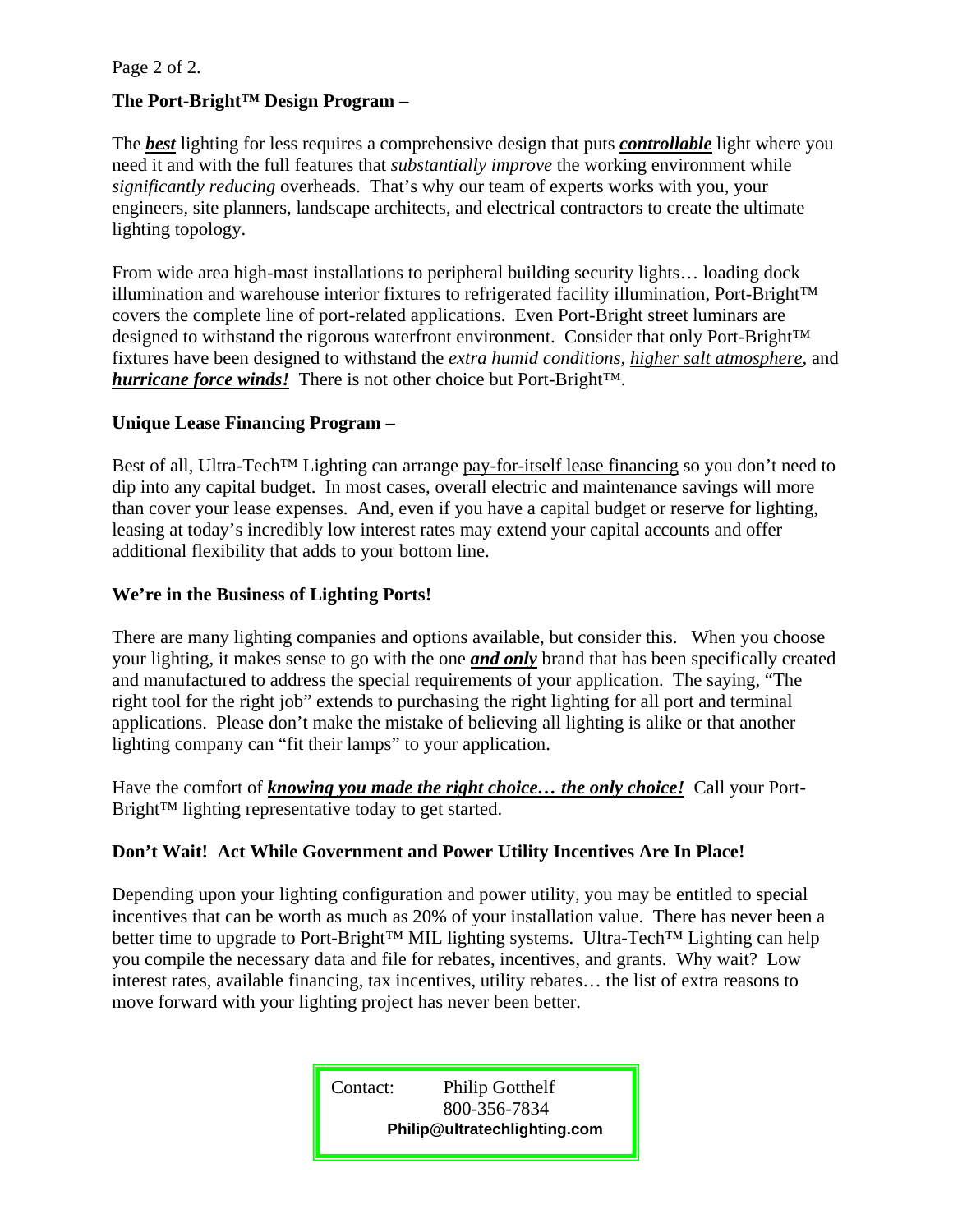**The Port-Bright™ Design Program –**

The ***best*** lighting for less requires a comprehensive design that puts ***controllable*** light where you need it and with the full features that *substantially improve* the working environment while *significantly reducing* overheads. That's why our team of experts works with you, your engineers, site planners, landscape architects, and electrical contractors to create the ultimate lighting topology.

From wide area high-mast installations to peripheral building security lights… loading dock illumination and warehouse interior fixtures to refrigerated facility illumination, Port-Bright™ covers the complete line of port-related applications. Even Port-Bright street luminars are designed to withstand the rigorous waterfront environment. Consider that only Port-Bright™ fixtures have been designed to withstand the *extra humid conditions*, *higher salt atmosphere*, and ***hurricane force winds!*** There is not other choice but Port-Bright™.

**Unique Lease Financing Program –**

Best of all, Ultra-Tech™ Lighting can arrange pay-for-itself lease financing so you don't need to dip into any capital budget. In most cases, overall electric and maintenance savings will more than cover your lease expenses. And, even if you have a capital budget or reserve for lighting, leasing at today's incredibly low interest rates may extend your capital accounts and offer additional flexibility that adds to your bottom line.

**We're in the Business of Lighting Ports!**

There are many lighting companies and options available, but consider this. When you choose your lighting, it makes sense to go with the one ***and only*** brand that has been specifically created and manufactured to address the special requirements of your application. The saying, "The right tool for the right job" extends to purchasing the right lighting for all port and terminal applications. Please don't make the mistake of believing all lighting is alike or that another lighting company can "fit their lamps" to your application.

Have the comfort of ***knowing you made the right choice… the only choice!*** Call your Port-Bright™ lighting representative today to get started.

**Don't Wait! Act While Government and Power Utility Incentives Are In Place!**

Depending upon your lighting configuration and power utility, you may be entitled to special incentives that can be worth as much as 20% of your installation value. There has never been a better time to upgrade to Port-Bright™ MIL lighting systems. Ultra-Tech™ Lighting can help you compile the necessary data and file for rebates, incentives, and grants. Why wait? Low interest rates, available financing, tax incentives, utility rebates… the list of extra reasons to move forward with your lighting project has never been better.

Contact: Philip Gotthelf
800-356-7834
**Philip@ultratechlighting.com**